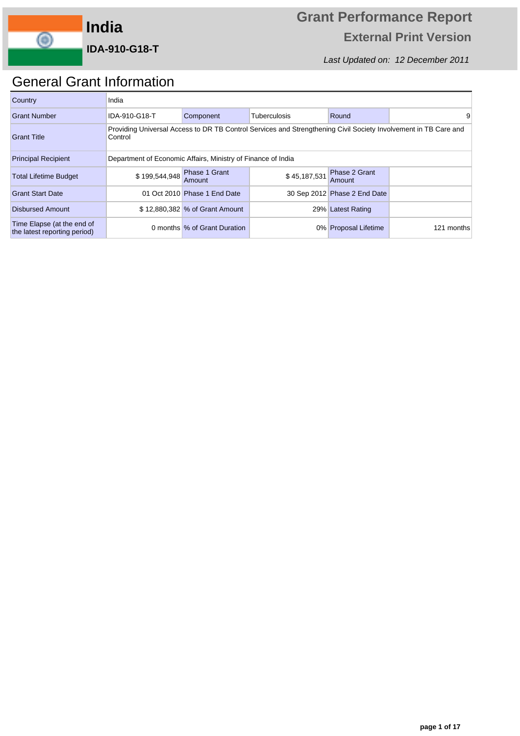# India

**IDA-910-G18-T**

## Grant Performance Report

**External Print Version**

*Last Updated on: 12 December 2011*

## General Grant Information

| Country | India | | | | |
|---|---|---|---|---|---|
| Grant Number | IDA-910-G18-T | Component | Tuberculosis | Round | 9 |
| Grant Title | Providing Universal Access to DR TB Control Services and Strengthening Civil Society Involvement in TB Care and Control | | | | |
| Principal Recipient | Department of Economic Affairs, Ministry of Finance of India | | | | |
| Total Lifetime Budget | $ 199,544,948 | Phase 1 Grant Amount | $ 45,187,531 | Phase 2 Grant Amount | |
| Grant Start Date | 01 Oct 2010 | Phase 1 End Date | 30 Sep 2012 | Phase 2 End Date | |
| Disbursed Amount | $ 12,880,382 | % of Grant Amount | 29% | Latest Rating | |
| Time Elapse (at the end of the latest reporting period) | 0 months | % of Grant Duration | 0% | Proposal Lifetime | 121 months |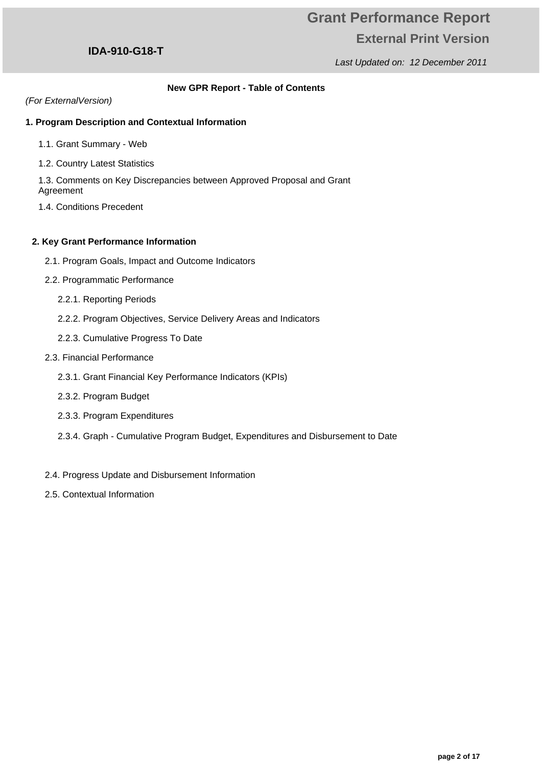# New GPR Report - Table of Contents

*(For ExternalVersion)*

## 1. Program Description and Contextual Information

- 1.1. Grant Summary - Web
- 1.2. Country Latest Statistics
- 1.3. Comments on Key Discrepancies between Approved Proposal and Grant Agreement
- 1.4. Conditions Precedent

## 2. Key Grant Performance Information

- 2.1. Program Goals, Impact and Outcome Indicators
- 2.2. Programmatic Performance
  - 2.2.1. Reporting Periods
  - 2.2.2. Program Objectives, Service Delivery Areas and Indicators
  - 2.2.3. Cumulative Progress To Date
- 2.3. Financial Performance
  - 2.3.1. Grant Financial Key Performance Indicators (KPIs)
  - 2.3.2. Program Budget
  - 2.3.3. Program Expenditures
  - 2.3.4. Graph - Cumulative Program Budget, Expenditures and Disbursement to Date
- 2.4. Progress Update and Disbursement Information
- 2.5. Contextual Information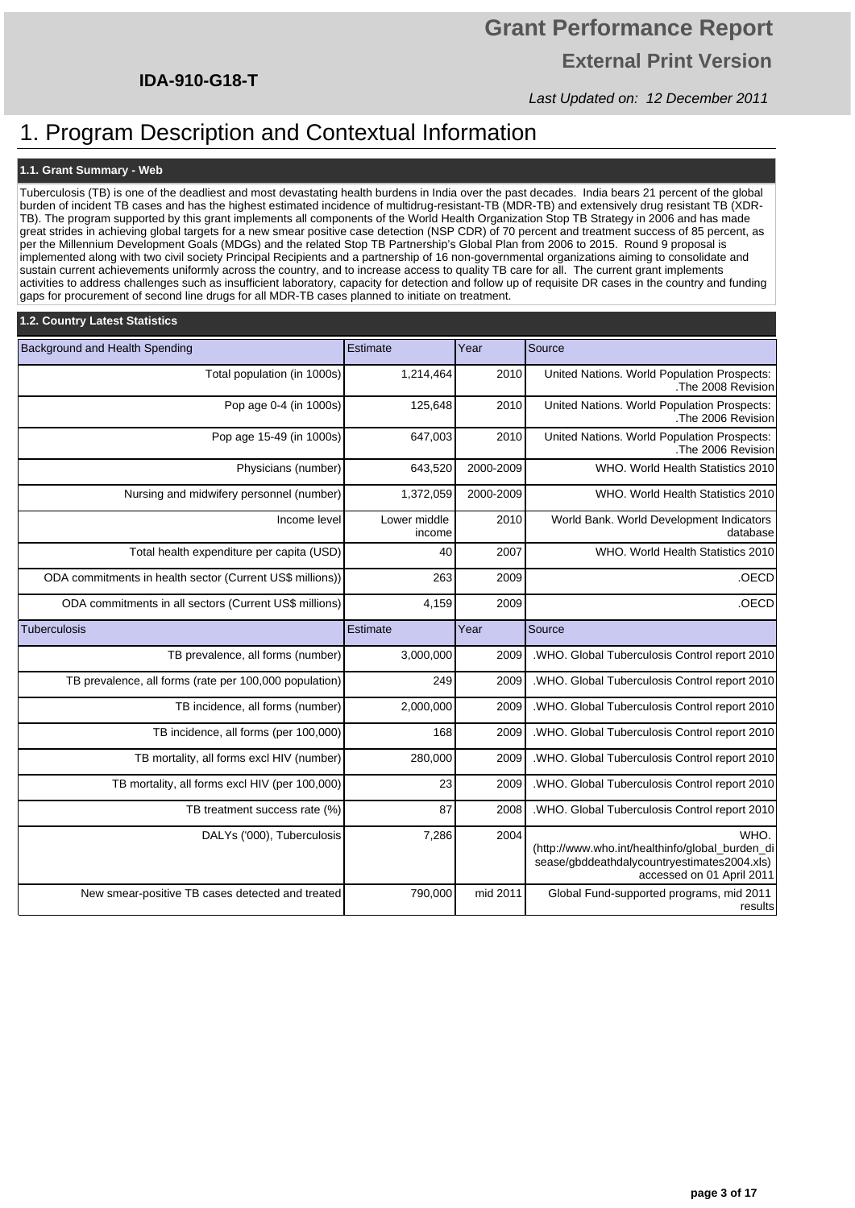# 1. Program Description and Contextual Information

## 1.1. Grant Summary - Web

Tuberculosis (TB) is one of the deadliest and most devastating health burdens in India over the past decades. India bears 21 percent of the global burden of incident TB cases and has the highest estimated incidence of multidrug-resistant-TB (MDR-TB) and extensively drug resistant TB (XDR-TB). The program supported by this grant implements all components of the World Health Organization Stop TB Strategy in 2006 and has made great strides in achieving global targets for a new smear positive case detection (NSP CDR) of 70 percent and treatment success of 85 percent, as per the Millennium Development Goals (MDGs) and the related Stop TB Partnership's Global Plan from 2006 to 2015. Round 9 proposal is implemented along with two civil society Principal Recipients and a partnership of 16 non-governmental organizations aiming to consolidate and sustain current achievements uniformly across the country, and to increase access to quality TB care for all. The current grant implements activities to address challenges such as insufficient laboratory, capacity for detection and follow up of requisite DR cases in the country and funding gaps for procurement of second line drugs for all MDR-TB cases planned to initiate on treatment.

## 1.2. Country Latest Statistics

| Background and Health Spending | Estimate | Year | Source |
|---|---|---|---|
| Total population (in 1000s) | 1,214,464 | 2010 | United Nations. World Population Prospects: .The 2008 Revision |
| Pop age 0-4 (in 1000s) | 125,648 | 2010 | United Nations. World Population Prospects: .The 2006 Revision |
| Pop age 15-49 (in 1000s) | 647,003 | 2010 | United Nations. World Population Prospects: .The 2006 Revision |
| Physicians (number) | 643,520 | 2000-2009 | WHO. World Health Statistics 2010 |
| Nursing and midwifery personnel (number) | 1,372,059 | 2000-2009 | WHO. World Health Statistics 2010 |
| Income level | Lower middle income | 2010 | World Bank. World Development Indicators database |
| Total health expenditure per capita (USD) | 40 | 2007 | WHO. World Health Statistics 2010 |
| ODA commitments in health sector (Current US$ millions)) | 263 | 2009 | .OECD |
| ODA commitments in all sectors (Current US$ millions) | 4,159 | 2009 | .OECD |
| **Tuberculosis** | **Estimate** | **Year** | **Source** |
| TB prevalence, all forms (number) | 3,000,000 | 2009 | .WHO. Global Tuberculosis Control report 2010 |
| TB prevalence, all forms (rate per 100,000 population) | 249 | 2009 | .WHO. Global Tuberculosis Control report 2010 |
| TB incidence, all forms (number) | 2,000,000 | 2009 | .WHO. Global Tuberculosis Control report 2010 |
| TB incidence, all forms (per 100,000) | 168 | 2009 | .WHO. Global Tuberculosis Control report 2010 |
| TB mortality, all forms excl HIV (number) | 280,000 | 2009 | .WHO. Global Tuberculosis Control report 2010 |
| TB mortality, all forms excl HIV (per 100,000) | 23 | 2009 | .WHO. Global Tuberculosis Control report 2010 |
| TB treatment success rate (%) | 87 | 2008 | .WHO. Global Tuberculosis Control report 2010 |
| DALYs ('000), Tuberculosis | 7,286 | 2004 | WHO. (http://www.who.int/healthinfo/global_burden_disease/gbddeathdalycountryestimates2004.xls) accessed on 01 April 2011 |
| New smear-positive TB cases detected and treated | 790,000 | mid 2011 | Global Fund-supported programs, mid 2011 results |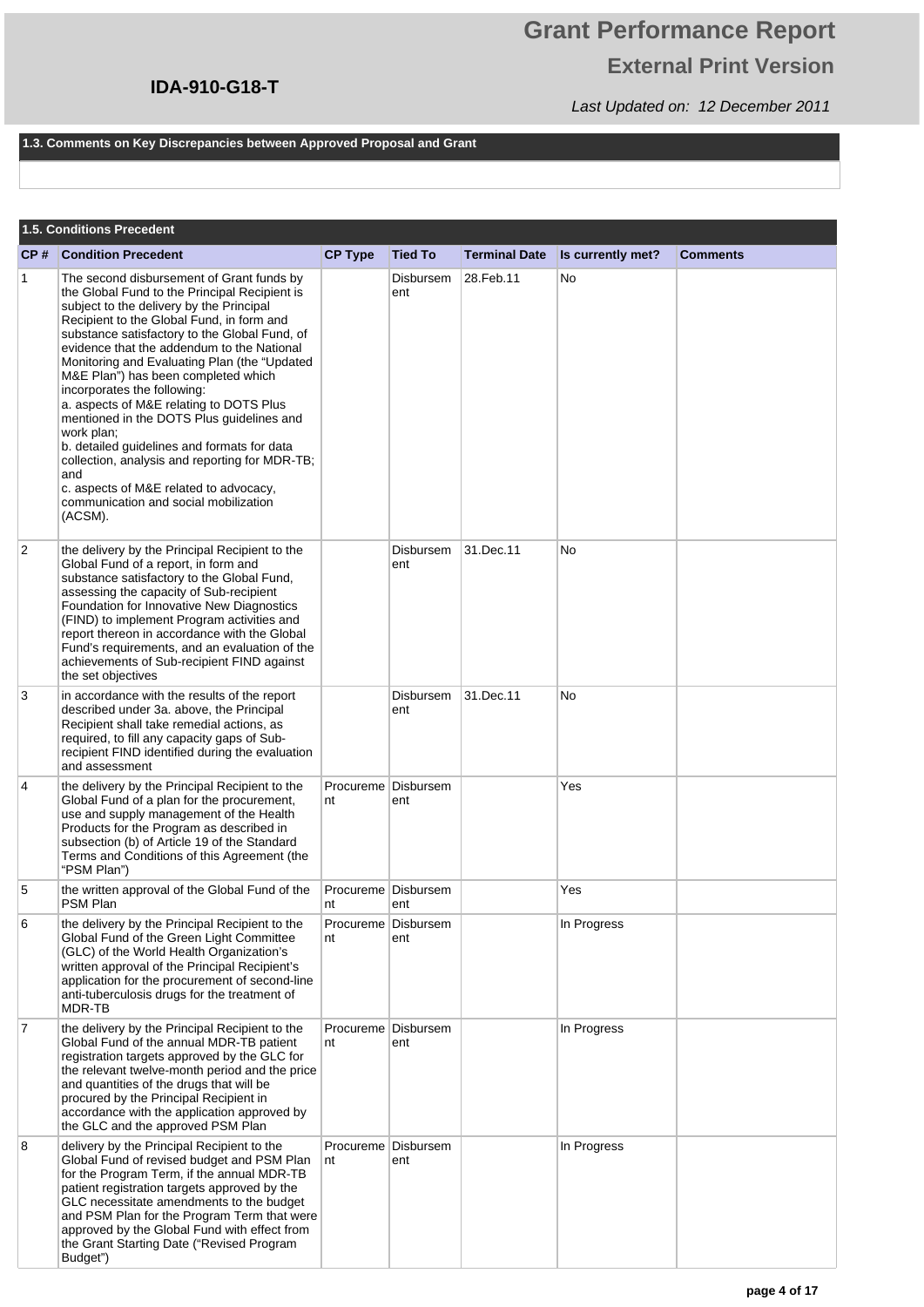# Grant Performance Report

## External Print Version

**IDA-910-G18-T**

*Last Updated on: 12 December 2011*

### 1.3. Comments on Key Discrepancies between Approved Proposal and Grant

### 1.5. Conditions Precedent

| CP # | Condition Precedent | CP Type | Tied To | Terminal Date | Is currently met? | Comments |
|---|---|---|---|---|---|---|
| 1 | The second disbursement of Grant funds by the Global Fund to the Principal Recipient is subject to the delivery by the Principal Recipient to the Global Fund, in form and substance satisfactory to the Global Fund, of evidence that the addendum to the National Monitoring and Evaluating Plan (the "Updated M&E Plan") has been completed which incorporates the following:<br>a. aspects of M&E relating to DOTS Plus mentioned in the DOTS Plus guidelines and work plan;<br>b. detailed guidelines and formats for data collection, analysis and reporting for MDR-TB; and<br>c. aspects of M&E related to advocacy, communication and social mobilization (ACSM). | | Disbursement | 28.Feb.11 | No | |
| 2 | the delivery by the Principal Recipient to the Global Fund of a report, in form and substance satisfactory to the Global Fund, assessing the capacity of Sub-recipient Foundation for Innovative New Diagnostics (FIND) to implement Program activities and report thereon in accordance with the Global Fund's requirements, and an evaluation of the achievements of Sub-recipient FIND against the set objectives | | Disbursement | 31.Dec.11 | No | |
| 3 | in accordance with the results of the report described under 3a. above, the Principal Recipient shall take remedial actions, as required, to fill any capacity gaps of Sub-recipient FIND identified during the evaluation and assessment | | Disbursement | 31.Dec.11 | No | |
| 4 | the delivery by the Principal Recipient to the Global Fund of a plan for the procurement, use and supply management of the Health Products for the Program as described in subsection (b) of Article 19 of the Standard Terms and Conditions of this Agreement (the "PSM Plan") | Procurement | Disbursement | | Yes | |
| 5 | the written approval of the Global Fund of the PSM Plan | Procurement | Disbursement | | Yes | |
| 6 | the delivery by the Principal Recipient to the Global Fund of the Green Light Committee (GLC) of the World Health Organization's written approval of the Principal Recipient's application for the procurement of second-line anti-tuberculosis drugs for the treatment of MDR-TB | Procurement | Disbursement | | In Progress | |
| 7 | the delivery by the Principal Recipient to the Global Fund of the annual MDR-TB patient registration targets approved by the GLC for the relevant twelve-month period and the price and quantities of the drugs that will be procured by the Principal Recipient in accordance with the application approved by the GLC and the approved PSM Plan | Procurement | Disbursement | | In Progress | |
| 8 | delivery by the Principal Recipient to the Global Fund of revised budget and PSM Plan for the Program Term, if the annual MDR-TB patient registration targets approved by the GLC necessitate amendments to the budget and PSM Plan for the Program Term that were approved by the Global Fund with effect from the Grant Starting Date ("Revised Program Budget") | Procurement | Disbursement | | In Progress | |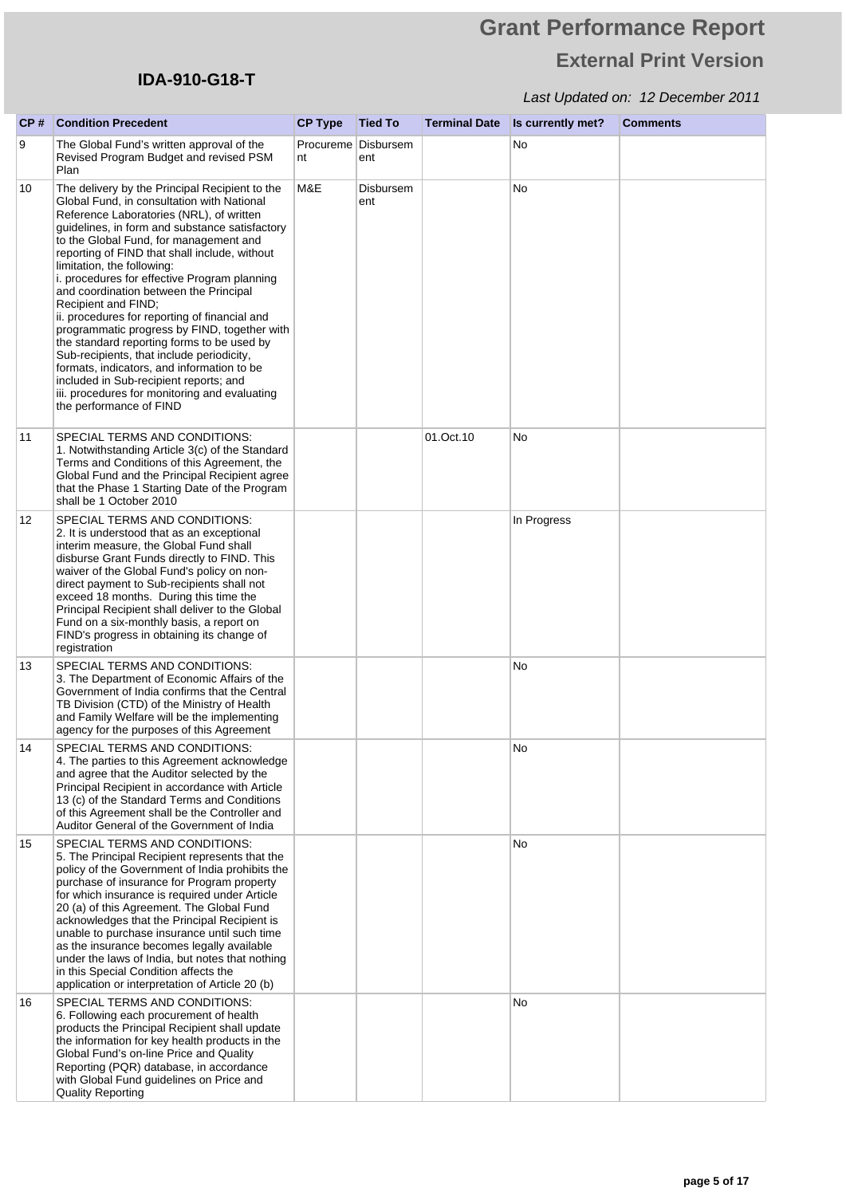# Grant Performance Report

## External Print Version

**IDA-910-G18-T**

*Last Updated on: 12 December 2011*

| CP # | Condition Precedent | CP Type | Tied To | Terminal Date | Is currently met? | Comments |
|---|---|---|---|---|---|---|
| 9 | The Global Fund's written approval of the Revised Program Budget and revised PSM Plan | Procurement | Disbursement | | No | |
| 10 | The delivery by the Principal Recipient to the Global Fund, in consultation with National Reference Laboratories (NRL), of written guidelines, in form and substance satisfactory to the Global Fund, for management and reporting of FIND that shall include, without limitation, the following:<br>i. procedures for effective Program planning and coordination between the Principal Recipient and FIND;<br>ii. procedures for reporting of financial and programmatic progress by FIND, together with the standard reporting forms to be used by Sub-recipients, that include periodicity, formats, indicators, and information to be included in Sub-recipient reports; and<br>iii. procedures for monitoring and evaluating the performance of FIND | M&E | Disbursement | | No | |
| 11 | SPECIAL TERMS AND CONDITIONS:<br>1. Notwithstanding Article 3(c) of the Standard Terms and Conditions of this Agreement, the Global Fund and the Principal Recipient agree that the Phase 1 Starting Date of the Program shall be 1 October 2010 | | | 01.Oct.10 | No | |
| 12 | SPECIAL TERMS AND CONDITIONS:<br>2. It is understood that as an exceptional interim measure, the Global Fund shall disburse Grant Funds directly to FIND. This waiver of the Global Fund's policy on non-direct payment to Sub-recipients shall not exceed 18 months. During this time the Principal Recipient shall deliver to the Global Fund on a six-monthly basis, a report on FIND's progress in obtaining its change of registration | | | | In Progress | |
| 13 | SPECIAL TERMS AND CONDITIONS:<br>3. The Department of Economic Affairs of the Government of India confirms that the Central TB Division (CTD) of the Ministry of Health and Family Welfare will be the implementing agency for the purposes of this Agreement | | | | No | |
| 14 | SPECIAL TERMS AND CONDITIONS:<br>4. The parties to this Agreement acknowledge and agree that the Auditor selected by the Principal Recipient in accordance with Article 13 (c) of the Standard Terms and Conditions of this Agreement shall be the Controller and Auditor General of the Government of India | | | | No | |
| 15 | SPECIAL TERMS AND CONDITIONS:<br>5. The Principal Recipient represents that the policy of the Government of India prohibits the purchase of insurance for Program property for which insurance is required under Article 20 (a) of this Agreement. The Global Fund acknowledges that the Principal Recipient is unable to purchase insurance until such time as the insurance becomes legally available under the laws of India, but notes that nothing in this Special Condition affects the application or interpretation of Article 20 (b) | | | | No | |
| 16 | SPECIAL TERMS AND CONDITIONS:<br>6. Following each procurement of health products the Principal Recipient shall update the information for key health products in the Global Fund's on-line Price and Quality Reporting (PQR) database, in accordance with Global Fund guidelines on Price and Quality Reporting | | | | No | |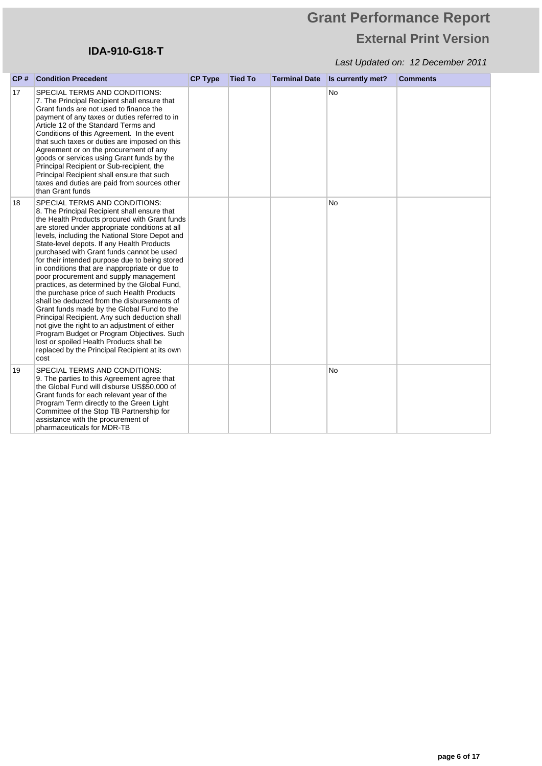| CP # | Condition Precedent | CP Type | Tied To | Terminal Date | Is currently met? | Comments |
|---|---|---|---|---|---|---|
| 17 | SPECIAL TERMS AND CONDITIONS: 7. The Principal Recipient shall ensure that Grant funds are not used to finance the payment of any taxes or duties referred to in Article 12 of the Standard Terms and Conditions of this Agreement. In the event that such taxes or duties are imposed on this Agreement or on the procurement of any goods or services using Grant funds by the Principal Recipient or Sub-recipient, the Principal Recipient shall ensure that such taxes and duties are paid from sources other than Grant funds | | | | No | |
| 18 | SPECIAL TERMS AND CONDITIONS: 8. The Principal Recipient shall ensure that the Health Products procured with Grant funds are stored under appropriate conditions at all levels, including the National Store Depot and State-level depots. If any Health Products purchased with Grant funds cannot be used for their intended purpose due to being stored in conditions that are inappropriate or due to poor procurement and supply management practices, as determined by the Global Fund, the purchase price of such Health Products shall be deducted from the disbursements of Grant funds made by the Global Fund to the Principal Recipient. Any such deduction shall not give the right to an adjustment of either Program Budget or Program Objectives. Such lost or spoiled Health Products shall be replaced by the Principal Recipient at its own cost | | | | No | |
| 19 | SPECIAL TERMS AND CONDITIONS: 9. The parties to this Agreement agree that the Global Fund will disburse US$50,000 of Grant funds for each relevant year of the Program Term directly to the Green Light Committee of the Stop TB Partnership for assistance with the procurement of pharmaceuticals for MDR-TB | | | | No | |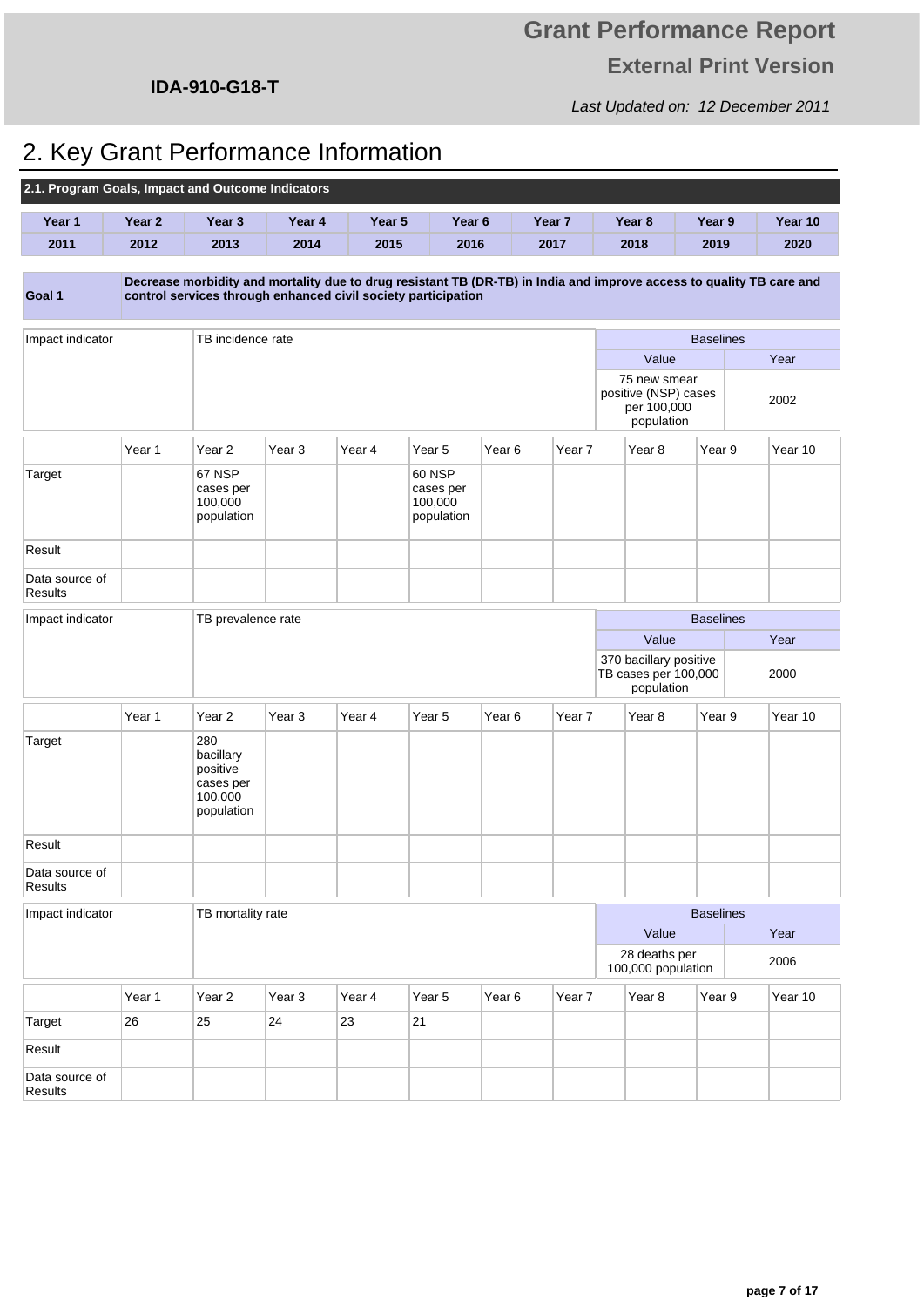# 2. Key Grant Performance Information

## 2.1. Program Goals, Impact and Outcome Indicators

| Year 1 | Year 2 | Year 3 | Year 4 | Year 5 | Year 6 | Year 7 | Year 8 | Year 9 | Year 10 |
|---|---|---|---|---|---|---|---|---|---|
| 2011 | 2012 | 2013 | 2014 | 2015 | 2016 | 2017 | 2018 | 2019 | 2020 |

**Goal 1** — **Decrease morbidity and mortality due to drug resistant TB (DR-TB) in India and improve access to quality TB care and control services through enhanced civil society participation**

| Impact indicator | TB incidence rate | Baseline Value | Baseline Year |
|---|---|---|---|
| | | 75 new smear positive (NSP) cases per 100,000 population | 2002 |

| | Year 1 | Year 2 | Year 3 | Year 4 | Year 5 | Year 6 | Year 7 | Year 8 | Year 9 | Year 10 |
|---|---|---|---|---|---|---|---|---|---|---|
| Target | | 67 NSP cases per 100,000 population | | | 60 NSP cases per 100,000 population | | | | | |
| Result | | | | | | | | | | |
| Data source of Results | | | | | | | | | | |

| Impact indicator | TB prevalence rate | Baseline Value | Baseline Year |
|---|---|---|---|
| | | 370 bacillary positive TB cases per 100,000 population | 2000 |

| | Year 1 | Year 2 | Year 3 | Year 4 | Year 5 | Year 6 | Year 7 | Year 8 | Year 9 | Year 10 |
|---|---|---|---|---|---|---|---|---|---|---|
| Target | | 280 bacillary positive cases per 100,000 population | | | | | | | | |
| Result | | | | | | | | | | |
| Data source of Results | | | | | | | | | | |

| Impact indicator | TB mortality rate | Baseline Value | Baseline Year |
|---|---|---|---|
| | | 28 deaths per 100,000 population | 2006 |

| | Year 1 | Year 2 | Year 3 | Year 4 | Year 5 | Year 6 | Year 7 | Year 8 | Year 9 | Year 10 |
|---|---|---|---|---|---|---|---|---|---|---|
| Target | 26 | 25 | 24 | 23 | 21 | | | | | |
| Result | | | | | | | | | | |
| Data source of Results | | | | | | | | | | |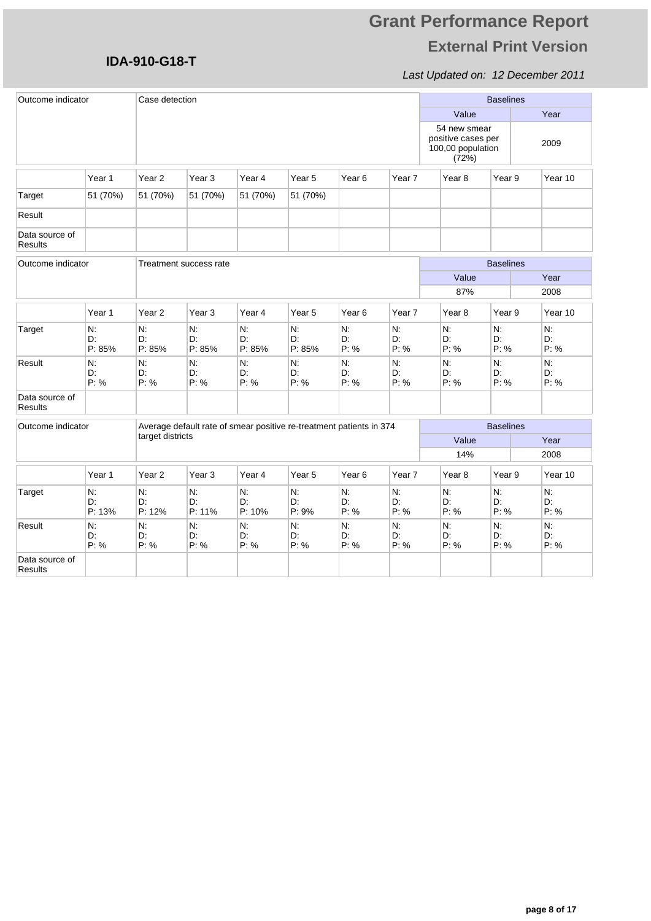# Grant Performance Report

## External Print Version

**IDA-910-G18-T**

*Last Updated on: 12 December 2011*

| Outcome indicator | Case detection | Baselines | |
|---|---|---|---|
| | | Value | Year |
| | | 54 new smear positive cases per 100,00 population (72%) | 2009 |

| | Year 1 | Year 2 | Year 3 | Year 4 | Year 5 | Year 6 | Year 7 | Year 8 | Year 9 | Year 10 |
|---|---|---|---|---|---|---|---|---|---|---|
| Target | 51 (70%) | 51 (70%) | 51 (70%) | 51 (70%) | 51 (70%) | | | | | |
| Result | | | | | | | | | | |
| Data source of Results | | | | | | | | | | |

| Outcome indicator | Treatment success rate | Baselines | |
|---|---|---|---|
| | | Value | Year |
| | | 87% | 2008 |

| | Year 1 | Year 2 | Year 3 | Year 4 | Year 5 | Year 6 | Year 7 | Year 8 | Year 9 | Year 10 |
|---|---|---|---|---|---|---|---|---|---|---|
| Target | N: D: P: 85% | N: D: P: 85% | N: D: P: 85% | N: D: P: 85% | N: D: P: 85% | N: D: P: % | N: D: P: % | N: D: P: % | N: D: P: % | N: D: P: % |
| Result | N: D: P: % | N: D: P: % | N: D: P: % | N: D: P: % | N: D: P: % | N: D: P: % | N: D: P: % | N: D: P: % | N: D: P: % | N: D: P: % |
| Data source of Results | | | | | | | | | | |

| Outcome indicator | Average default rate of smear positive re-treatment patients in 374 target districts | Baselines | |
|---|---|---|---|
| | | Value | Year |
| | | 14% | 2008 |

| | Year 1 | Year 2 | Year 3 | Year 4 | Year 5 | Year 6 | Year 7 | Year 8 | Year 9 | Year 10 |
|---|---|---|---|---|---|---|---|---|---|---|
| Target | N: D: P: 13% | N: D: P: 12% | N: D: P: 11% | N: D: P: 10% | N: D: P: 9% | N: D: P: % | N: D: P: % | N: D: P: % | N: D: P: % | N: D: P: % |
| Result | N: D: P: % | N: D: P: % | N: D: P: % | N: D: P: % | N: D: P: % | N: D: P: % | N: D: P: % | N: D: P: % | N: D: P: % | N: D: P: % |
| Data source of Results | | | | | | | | | | |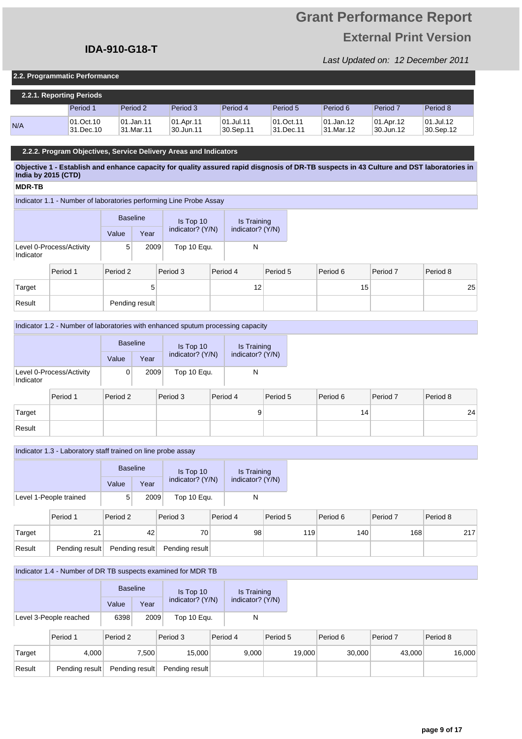# Grant Performance Report

## External Print Version

**IDA-910-G18-T**

*Last Updated on: 12 December 2011*

### 2.2. Programmatic Performance

#### 2.2.1. Reporting Periods

| | Period 1 | Period 2 | Period 3 | Period 4 | Period 5 | Period 6 | Period 7 | Period 8 |
|---|---|---|---|---|---|---|---|---|
| N/A | 01.Oct.10 31.Dec.10 | 01.Jan.11 31.Mar.11 | 01.Apr.11 30.Jun.11 | 01.Jul.11 30.Sep.11 | 01.Oct.11 31.Dec.11 | 01.Jan.12 31.Mar.12 | 01.Apr.12 30.Jun.12 | 01.Jul.12 30.Sep.12 |

#### 2.2.2. Program Objectives, Service Delivery Areas and Indicators

**Objective 1 - Establish and enhance capacity for quality assured rapid disgnosis of DR-TB suspects in 43 Culture and DST laboratories in India by 2015 (CTD)**

**MDR-TB**

Indicator 1.1 - Number of laboratories performing Line Probe Assay

| | Baseline Value | Baseline Year | Is Top 10 indicator? (Y/N) | Is Training indicator? (Y/N) |
|---|---|---|---|---|
| Level 0-Process/Activity Indicator | 5 | 2009 | Top 10 Equ. | N |

| | Period 1 | Period 2 | Period 3 | Period 4 | Period 5 | Period 6 | Period 7 | Period 8 |
|---|---|---|---|---|---|---|---|---|
| Target | | 5 | | 12 | | 15 | | 25 |
| Result | | Pending result | | | | | | |

Indicator 1.2 - Number of laboratories with enhanced sputum processing capacity

| | Baseline Value | Baseline Year | Is Top 10 indicator? (Y/N) | Is Training indicator? (Y/N) |
|---|---|---|---|---|
| Level 0-Process/Activity Indicator | 0 | 2009 | Top 10 Equ. | N |

| | Period 1 | Period 2 | Period 3 | Period 4 | Period 5 | Period 6 | Period 7 | Period 8 |
|---|---|---|---|---|---|---|---|---|
| Target | | | | 9 | | 14 | | 24 |
| Result | | | | | | | | |

Indicator 1.3 - Laboratory staff trained on line probe assay

| | Baseline Value | Baseline Year | Is Top 10 indicator? (Y/N) | Is Training indicator? (Y/N) |
|---|---|---|---|---|
| Level 1-People trained | 5 | 2009 | Top 10 Equ. | N |

| | Period 1 | Period 2 | Period 3 | Period 4 | Period 5 | Period 6 | Period 7 | Period 8 |
|---|---|---|---|---|---|---|---|---|
| Target | 21 | 42 | 70 | 98 | 119 | 140 | 168 | 217 |
| Result | Pending result | Pending result | Pending result | | | | | |

Indicator 1.4 - Number of DR TB suspects examined for MDR TB

| | Baseline Value | Baseline Year | Is Top 10 indicator? (Y/N) | Is Training indicator? (Y/N) |
|---|---|---|---|---|
| Level 3-People reached | 6398 | 2009 | Top 10 Equ. | N |

| | Period 1 | Period 2 | Period 3 | Period 4 | Period 5 | Period 6 | Period 7 | Period 8 |
|---|---|---|---|---|---|---|---|---|
| Target | 4,000 | 7,500 | 15,000 | 9,000 | 19,000 | 30,000 | 43,000 | 16,000 |
| Result | Pending result | Pending result | Pending result | | | | | |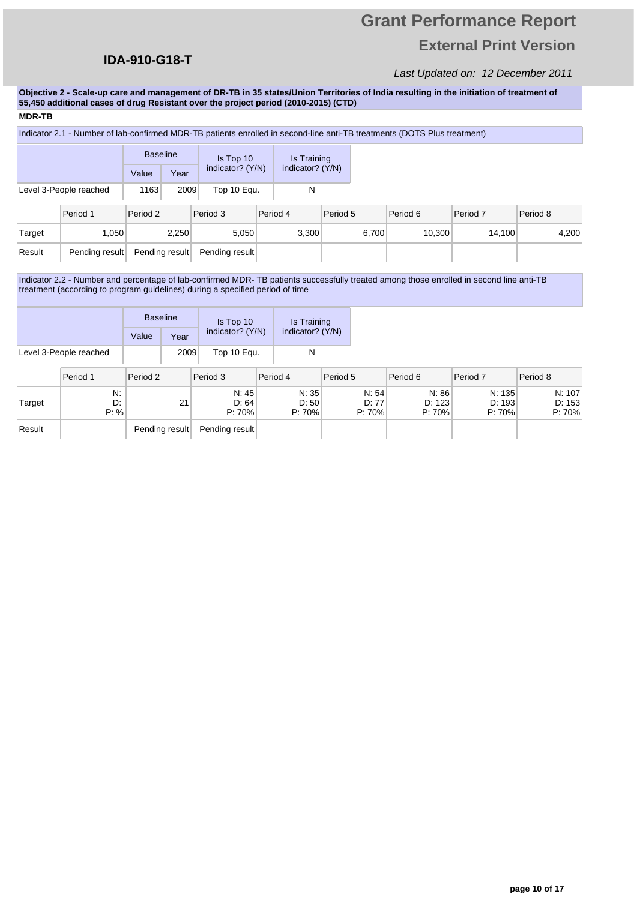**Objective 2 - Scale-up care and management of DR-TB in 35 states/Union Territories of India resulting in the initiation of treatment of 55,450 additional cases of drug Resistant over the project period (2010-2015) (CTD)**

**MDR-TB**

Indicator 2.1 - Number of lab-confirmed MDR-TB patients enrolled in second-line anti-TB treatments (DOTS Plus treatment)

| | Baseline | | Is Top 10 indicator? (Y/N) | Is Training indicator? (Y/N) |
|---|---|---|---|---|
| | Value | Year | | |
| Level 3-People reached | 1163 | 2009 | Top 10 Equ. | N |

| | Period 1 | Period 2 | Period 3 | Period 4 | Period 5 | Period 6 | Period 7 | Period 8 |
|---|---|---|---|---|---|---|---|---|
| Target | 1,050 | 2,250 | 5,050 | 3,300 | 6,700 | 10,300 | 14,100 | 4,200 |
| Result | Pending result | Pending result | Pending result | | | | | |

Indicator 2.2 - Number and percentage of lab-confirmed MDR- TB patients successfully treated among those enrolled in second line anti-TB treatment (according to program guidelines) during a specified period of time

| | Baseline | | Is Top 10 indicator? (Y/N) | Is Training indicator? (Y/N) |
|---|---|---|---|---|
| | Value | Year | | |
| Level 3-People reached | | 2009 | Top 10 Equ. | N |

| | Period 1 | Period 2 | Period 3 | Period 4 | Period 5 | Period 6 | Period 7 | Period 8 |
|---|---|---|---|---|---|---|---|---|
| Target | N: D: P: % | 21 | N: 45 D: 64 P: 70% | N: 35 D: 50 P: 70% | N: 54 D: 77 P: 70% | N: 86 D: 123 P: 70% | N: 135 D: 193 P: 70% | N: 107 D: 153 P: 70% |
| Result | | Pending result | Pending result | | | | | |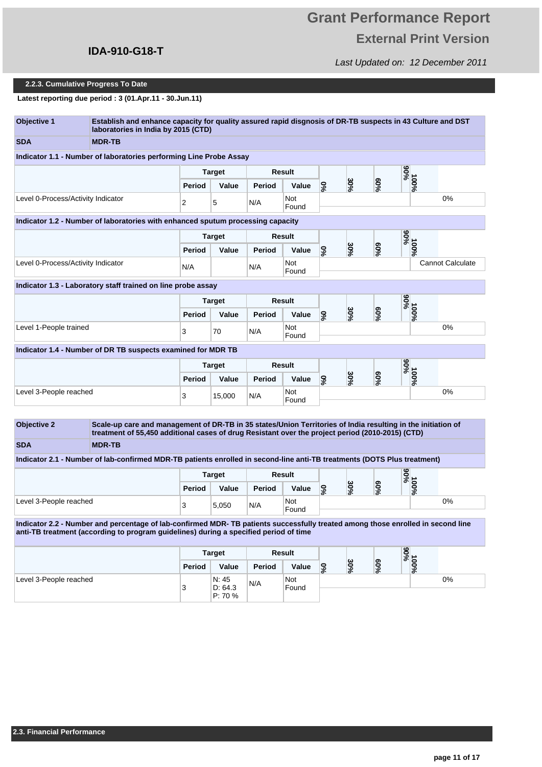### 2.2.3. Cumulative Progress To Date

**Latest reporting due period : 3 (01.Apr.11 - 30.Jun.11)**

| **Objective 1** | **Establish and enhance capacity for quality assured rapid disgnosis of DR-TB suspects in 43 Culture and DST laboratories in India by 2015 (CTD)** |
|---|---|
| **SDA** | **MDR-TB** |

**Indicator 1.1 - Number of laboratories performing Line Probe Assay**

| | Target | | Result | | 0% 30% 60% 90% 100% | |
|---|---|---|---|---|---|---|
| | Period | Value | Period | Value | | |
| Level 0-Process/Activity Indicator | 2 | 5 | N/A | Not Found | | 0% |

**Indicator 1.2 - Number of laboratories with enhanced sputum processing capacity**

| | Target | | Result | | 0% 30% 60% 90% 100% | |
|---|---|---|---|---|---|---|
| | Period | Value | Period | Value | | |
| Level 0-Process/Activity Indicator | N/A | | N/A | Not Found | | Cannot Calculate |

**Indicator 1.3 - Laboratory staff trained on line probe assay**

| | Target | | Result | | 0% 30% 60% 90% 100% | |
|---|---|---|---|---|---|---|
| | Period | Value | Period | Value | | |
| Level 1-People trained | 3 | 70 | N/A | Not Found | | 0% |

**Indicator 1.4 - Number of DR TB suspects examined for MDR TB**

| | Target | | Result | | 0% 30% 60% 90% 100% | |
|---|---|---|---|---|---|---|
| | Period | Value | Period | Value | | |
| Level 3-People reached | 3 | 15,000 | N/A | Not Found | | 0% |

| **Objective 2** | **Scale-up care and management of DR-TB in 35 states/Union Territories of India resulting in the initiation of treatment of 55,450 additional cases of drug Resistant over the project period (2010-2015) (CTD)** |
|---|---|
| **SDA** | **MDR-TB** |

**Indicator 2.1 - Number of lab-confirmed MDR-TB patients enrolled in second-line anti-TB treatments (DOTS Plus treatment)**

| | Target | | Result | | 0% 30% 60% 90% 100% | |
|---|---|---|---|---|---|---|
| | Period | Value | Period | Value | | |
| Level 3-People reached | 3 | 5,050 | N/A | Not Found | | 0% |

**Indicator 2.2 - Number and percentage of lab-confirmed MDR- TB patients successfully treated among those enrolled in second line anti-TB treatment (according to program guidelines) during a specified period of time**

| | Target | | Result | | 0% 30% 60% 90% 100% | |
|---|---|---|---|---|---|---|
| | Period | Value | Period | Value | | |
| Level 3-People reached | 3 | N: 45<br>D: 64.3<br>P: 70 % | N/A | Not Found | | 0% |

## 2.3. Financial Performance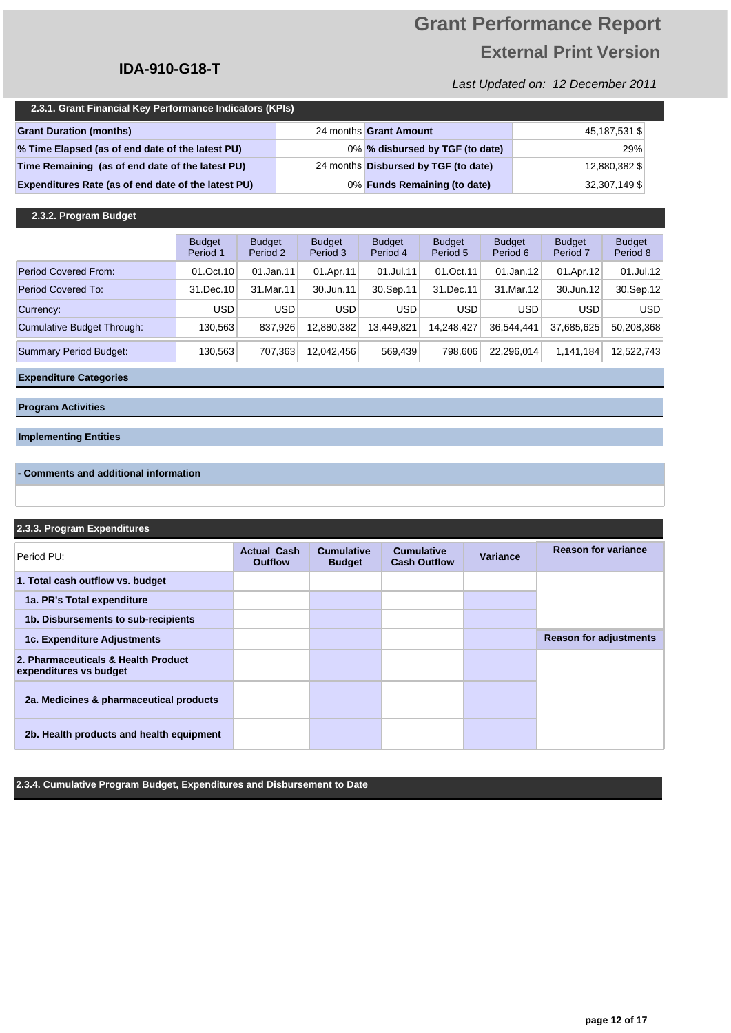# Grant Performance Report

## External Print Version

**IDA-910-G18-T**

*Last Updated on: 12 December 2011*

### 2.3.1. Grant Financial Key Performance Indicators (KPIs)

| | | | |
|---|---|---|---|
| **Grant Duration (months)** | 24 months | **Grant Amount** | 45,187,531 $ |
| **% Time Elapsed (as of end date of the latest PU)** | 0% | **% disbursed by TGF (to date)** | 29% |
| **Time Remaining (as of end date of the latest PU)** | 24 months | **Disbursed by TGF (to date)** | 12,880,382 $ |
| **Expenditures Rate (as of end date of the latest PU)** | 0% | **Funds Remaining (to date)** | 32,307,149 $ |

### 2.3.2. Program Budget

| | Budget Period 1 | Budget Period 2 | Budget Period 3 | Budget Period 4 | Budget Period 5 | Budget Period 6 | Budget Period 7 | Budget Period 8 |
|---|---|---|---|---|---|---|---|---|
| Period Covered From: | 01.Oct.10 | 01.Jan.11 | 01.Apr.11 | 01.Jul.11 | 01.Oct.11 | 01.Jan.12 | 01.Apr.12 | 01.Jul.12 |
| Period Covered To: | 31.Dec.10 | 31.Mar.11 | 30.Jun.11 | 30.Sep.11 | 31.Dec.11 | 31.Mar.12 | 30.Jun.12 | 30.Sep.12 |
| Currency: | USD | USD | USD | USD | USD | USD | USD | USD |
| Cumulative Budget Through: | 130,563 | 837,926 | 12,880,382 | 13,449,821 | 14,248,427 | 36,544,441 | 37,685,625 | 50,208,368 |
| Summary Period Budget: | 130,563 | 707,363 | 12,042,456 | 569,439 | 798,606 | 22,296,014 | 1,141,184 | 12,522,743 |

**Expenditure Categories**

**Program Activities**

**Implementing Entities**

**- Comments and additional information**

### 2.3.3. Program Expenditures

| Period PU: | Actual Cash Outflow | Cumulative Budget | Cumulative Cash Outflow | Variance | Reason for variance |
|---|---|---|---|---|---|
| **1. Total cash outflow vs. budget** | | | | | |
| **1a. PR's Total expenditure** | | | | | |
| **1b. Disbursements to sub-recipients** | | | | | |
| **1c. Expenditure Adjustments** | | | | | **Reason for adjustments** |
| **2. Pharmaceuticals & Health Product expenditures vs budget** | | | | | |
| **2a. Medicines & pharmaceutical products** | | | | | |
| **2b. Health products and health equipment** | | | | | |

### 2.3.4. Cumulative Program Budget, Expenditures and Disbursement to Date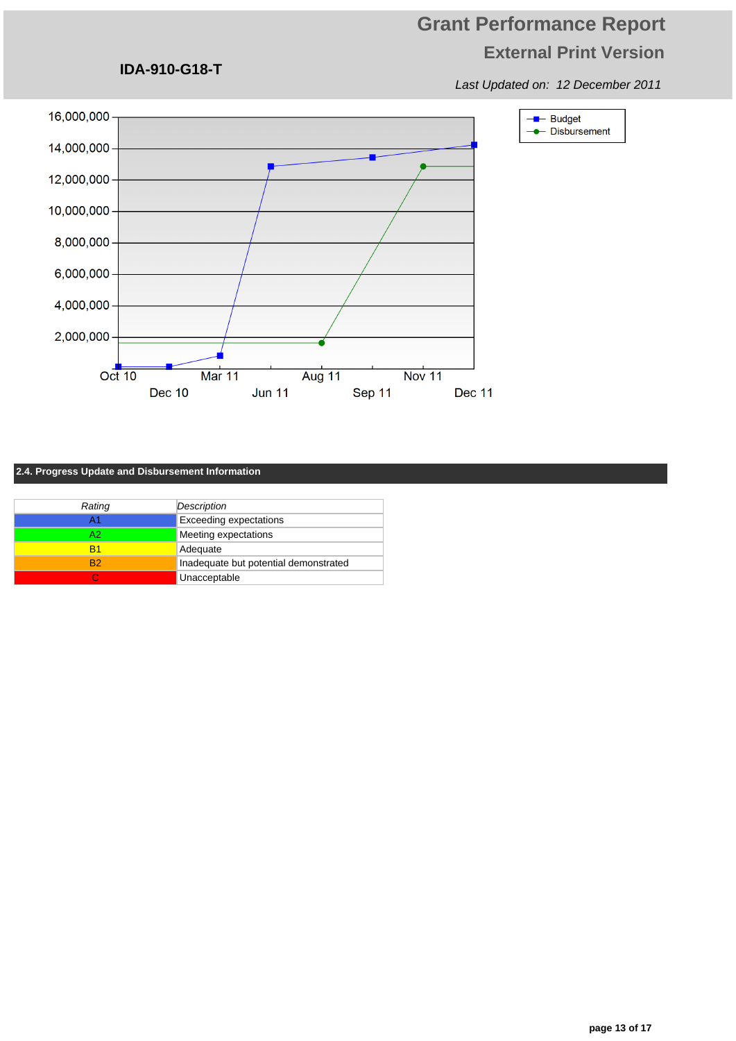IDA-910-G18-T

# Grant Performance Report

## External Print Version

*Last Updated on: 12 December 2011*

## 2.4. Progress Update and Disbursement Information

| *Rating* | *Description* |
|---|---|
| A1 | Exceeding expectations |
| A2 | Meeting expectations |
| B1 | Adequate |
| B2 | Inadequate but potential demonstrated |
| C | Unacceptable |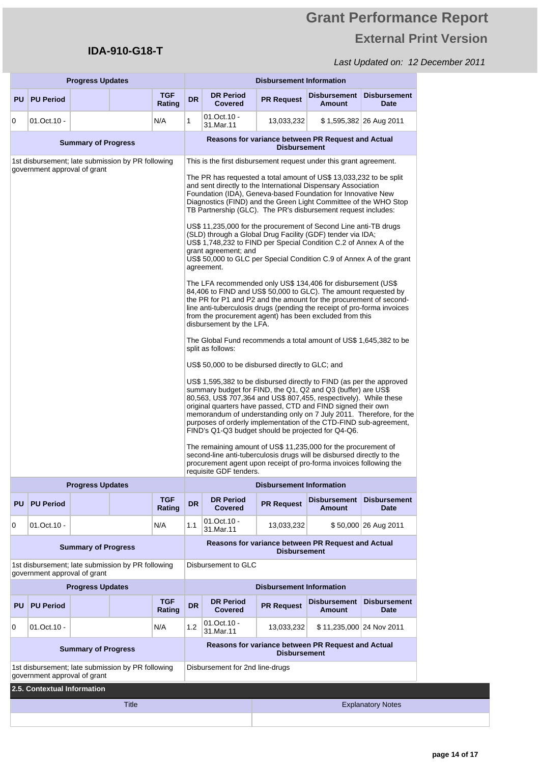**IDA-910-G18-T**

# Grant Performance Report

## External Print Version

*Last Updated on: 12 December 2011*

| Progress Updates | | | | | Disbursement Information | | | | |
|---|---|---|---|---|---|---|---|---|---|
| PU | PU Period | | | TGF Rating | DR | DR Period Covered | PR Request | Disbursement Amount | Disbursement Date |
| 0 | 01.Oct.10 - | | | N/A | 1 | 01.Oct.10 - 31.Mar.11 | 13,033,232 | $ 1,595,382 | 26 Aug 2011 |

| Summary of Progress | Reasons for variance between PR Request and Actual Disbursement |
|---|---|
| 1st disbursement; late submission by PR following government approval of grant | This is the first disbursement request under this grant agreement.<br><br>The PR has requested a total amount of US$ 13,033,232 to be split and sent directly to the International Dispensary Association Foundation (IDA), Geneva-based Foundation for Innovative New Diagnostics (FIND) and the Green Light Committee of the WHO Stop TB Partnership (GLC). The PR's disbursement request includes:<br><br>US$ 11,235,000 for the procurement of Second Line anti-TB drugs (SLD) through a Global Drug Facility (GDF) tender via IDA;<br>US$ 1,748,232 to FIND per Special Condition C.2 of Annex A of the grant agreement; and<br>US$ 50,000 to GLC per Special Condition C.9 of Annex A of the grant agreement.<br><br>The LFA recommended only US$ 134,406 for disbursement (US$ 84,406 to FIND and US$ 50,000 to GLC). The amount requested by the PR for P1 and P2 and the amount for the procurement of second-line anti-tuberculosis drugs (pending the receipt of pro-forma invoices from the procurement agent) has been excluded from this disbursement by the LFA.<br><br>The Global Fund recommends a total amount of US$ 1,645,382 to be split as follows:<br><br>US$ 50,000 to be disbursed directly to GLC; and<br><br>US$ 1,595,382 to be disbursed directly to FIND (as per the approved summary budget for FIND, the Q1, Q2 and Q3 (buffer) are US$ 80,563, US$ 707,364 and US$ 807,455, respectively). While these original quarters have passed, CTD and FIND signed their own memorandum of understanding only on 7 July 2011. Therefore, for the purposes of orderly implementation of the CTD-FIND sub-agreement, FIND's Q1-Q3 budget should be projected for Q4-Q6.<br><br>The remaining amount of US$ 11,235,000 for the procurement of second-line anti-tuberculosis drugs will be disbursed directly to the procurement agent upon receipt of pro-forma invoices following the requisite GDF tenders. |

| Progress Updates | | | | | Disbursement Information | | | | |
|---|---|---|---|---|---|---|---|---|---|
| PU | PU Period | | | TGF Rating | DR | DR Period Covered | PR Request | Disbursement Amount | Disbursement Date |
| 0 | 01.Oct.10 - | | | N/A | 1.1 | 01.Oct.10 - 31.Mar.11 | 13,033,232 | $ 50,000 | 26 Aug 2011 |

| Summary of Progress | Reasons for variance between PR Request and Actual Disbursement |
|---|---|
| 1st disbursement; late submission by PR following government approval of grant | Disbursement to GLC |

| Progress Updates | | | | | Disbursement Information | | | | |
|---|---|---|---|---|---|---|---|---|---|
| PU | PU Period | | | TGF Rating | DR | DR Period Covered | PR Request | Disbursement Amount | Disbursement Date |
| 0 | 01.Oct.10 - | | | N/A | 1.2 | 01.Oct.10 - 31.Mar.11 | 13,033,232 | $ 11,235,000 | 24 Nov 2011 |

| Summary of Progress | Reasons for variance between PR Request and Actual Disbursement |
|---|---|
| 1st disbursement; late submission by PR following government approval of grant | Disbursement for 2nd line-drugs |

### 2.5. Contextual Information

| Title | Explanatory Notes |
|---|---|
| | |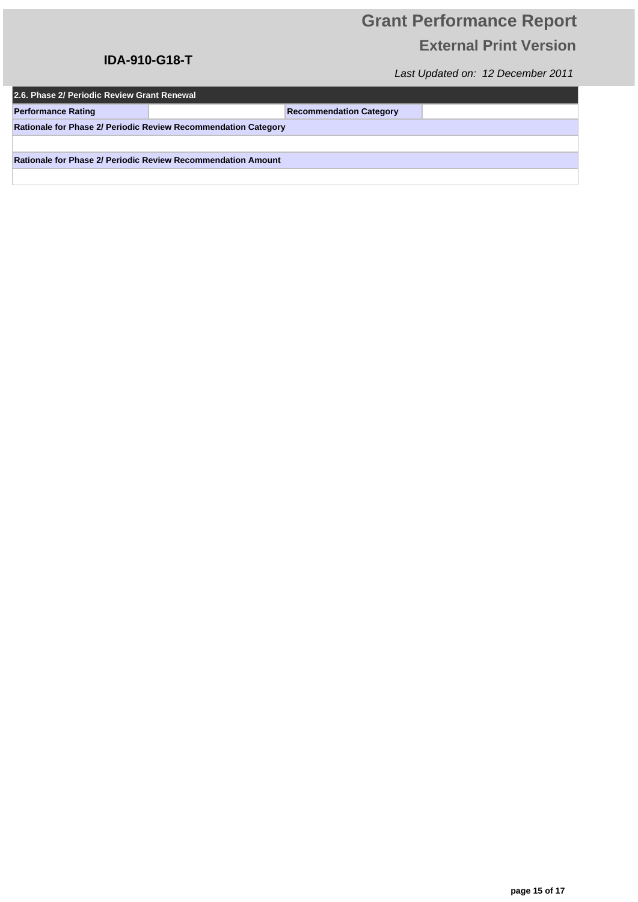## 2.6. Phase 2/ Periodic Review Grant Renewal

| Performance Rating | | Recommendation Category | |
|---|---|---|---|

**Rationale for Phase 2/ Periodic Review Recommendation Category**

**Rationale for Phase 2/ Periodic Review Recommendation Amount**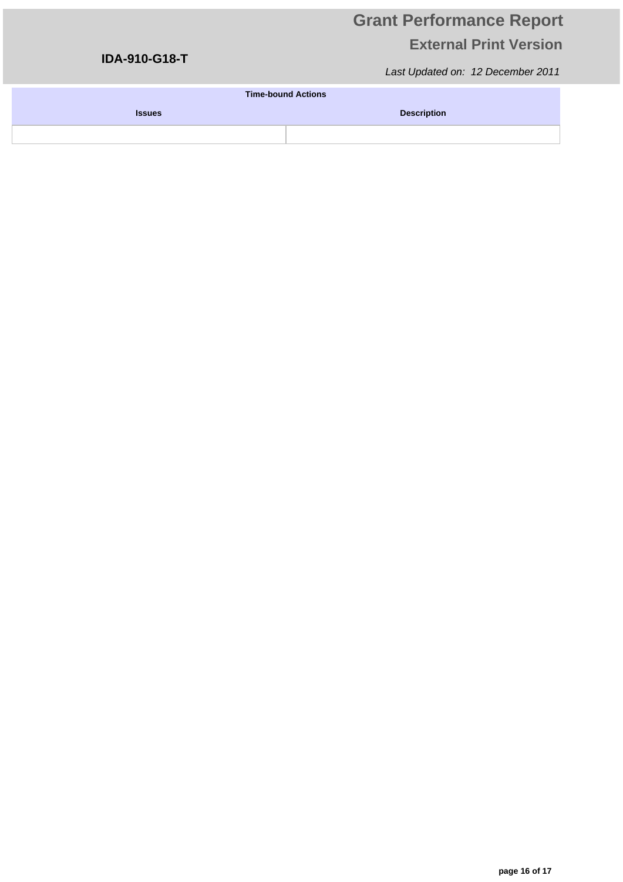| Time-bound Actions | |
|---|---|
| **Issues** | **Description** |
| | |